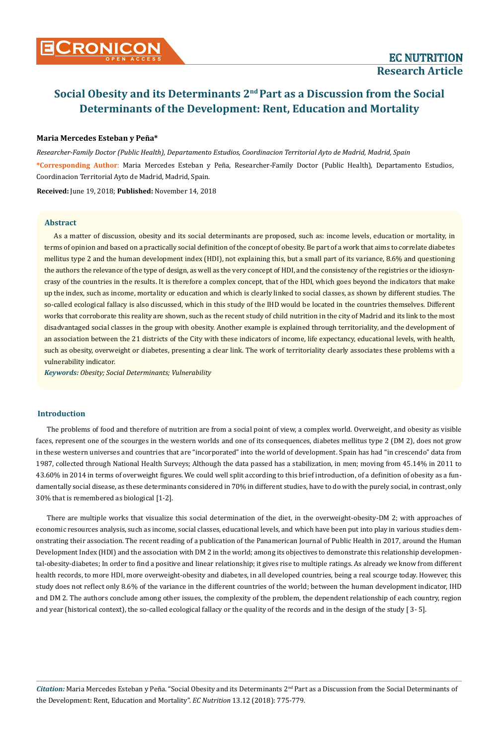# Social Obesity and its Determinants 2nd Part as a Discussion from the Social Determinants of the Development: Rent, Education and Mortality

**Maria Mercedes Esteban y Peña***

*Researcher-Family Doctor (Public Health), Departamento Estudios, Coordinacion Territorial Ayto de Madrid, Madrid, Spain*

**\*Corresponding Author**: Maria Mercedes Esteban y Peña, Researcher-Family Doctor (Public Health), Departamento Estudios, Coordinacion Territorial Ayto de Madrid, Madrid, Spain.

**Received:** June 19, 2018; **Published:** November 14, 2018

### Abstract

As a matter of discussion, obesity and its social determinants are proposed, such as: income levels, education or mortality, in terms of opinion and based on a practically social definition of the concept of obesity. Be part of a work that aims to correlate diabetes mellitus type 2 and the human development index (HDI), not explaining this, but a small part of its variance, 8.6% and questioning the authors the relevance of the type of design, as well as the very concept of HDI, and the consistency of the registries or the idiosyncrasy of the countries in the results. It is therefore a complex concept, that of the HDI, which goes beyond the indicators that make up the index, such as income, mortality or education and which is clearly linked to social classes, as shown by different studies. The so-called ecological fallacy is also discussed, which in this study of the IHD would be located in the countries themselves. Different works that corroborate this reality are shown, such as the recent study of child nutrition in the city of Madrid and its link to the most disadvantaged social classes in the group with obesity. Another example is explained through territoriality, and the development of an association between the 21 districts of the City with these indicators of income, life expectancy, educational levels, with health, such as obesity, overweight or diabetes, presenting a clear link. The work of territoriality clearly associates these problems with a vulnerability indicator.

***Keywords:*** *Obesity; Social Determinants; Vulnerability*

### Introduction

The problems of food and therefore of nutrition are from a social point of view, a complex world. Overweight, and obesity as visible faces, represent one of the scourges in the western worlds and one of its consequences, diabetes mellitus type 2 (DM 2), does not grow in these western universes and countries that are "incorporated" into the world of development. Spain has had "in crescendo" data from 1987, collected through National Health Surveys; Although the data passed has a stabilization, in men; moving from 45.14% in 2011 to 43.60% in 2014 in terms of overweight figures. We could well split according to this brief introduction, of a definition of obesity as a fundamentally social disease, as these determinants considered in 70% in different studies, have to do with the purely social, in contrast, only 30% that is remembered as biological [1-2].

There are multiple works that visualize this social determination of the diet, in the overweight-obesity-DM 2; with approaches of economic resources analysis, such as income, social classes, educational levels, and which have been put into play in various studies demonstrating their association. The recent reading of a publication of the Panamerican Journal of Public Health in 2017, around the Human Development Index (HDI) and the association with DM 2 in the world; among its objectives to demonstrate this relationship developmental-obesity-diabetes; In order to find a positive and linear relationship; it gives rise to multiple ratings. As already we know from different health records, to more HDI, more overweight-obesity and diabetes, in all developed countries, being a real scourge today. However, this study does not reflect only 8.6% of the variance in the different countries of the world; between the human development indicator, IHD and DM 2. The authors conclude among other issues, the complexity of the problem, the dependent relationship of each country, region and year (historical context), the so-called ecological fallacy or the quality of the records and in the design of the study [ 3- 5].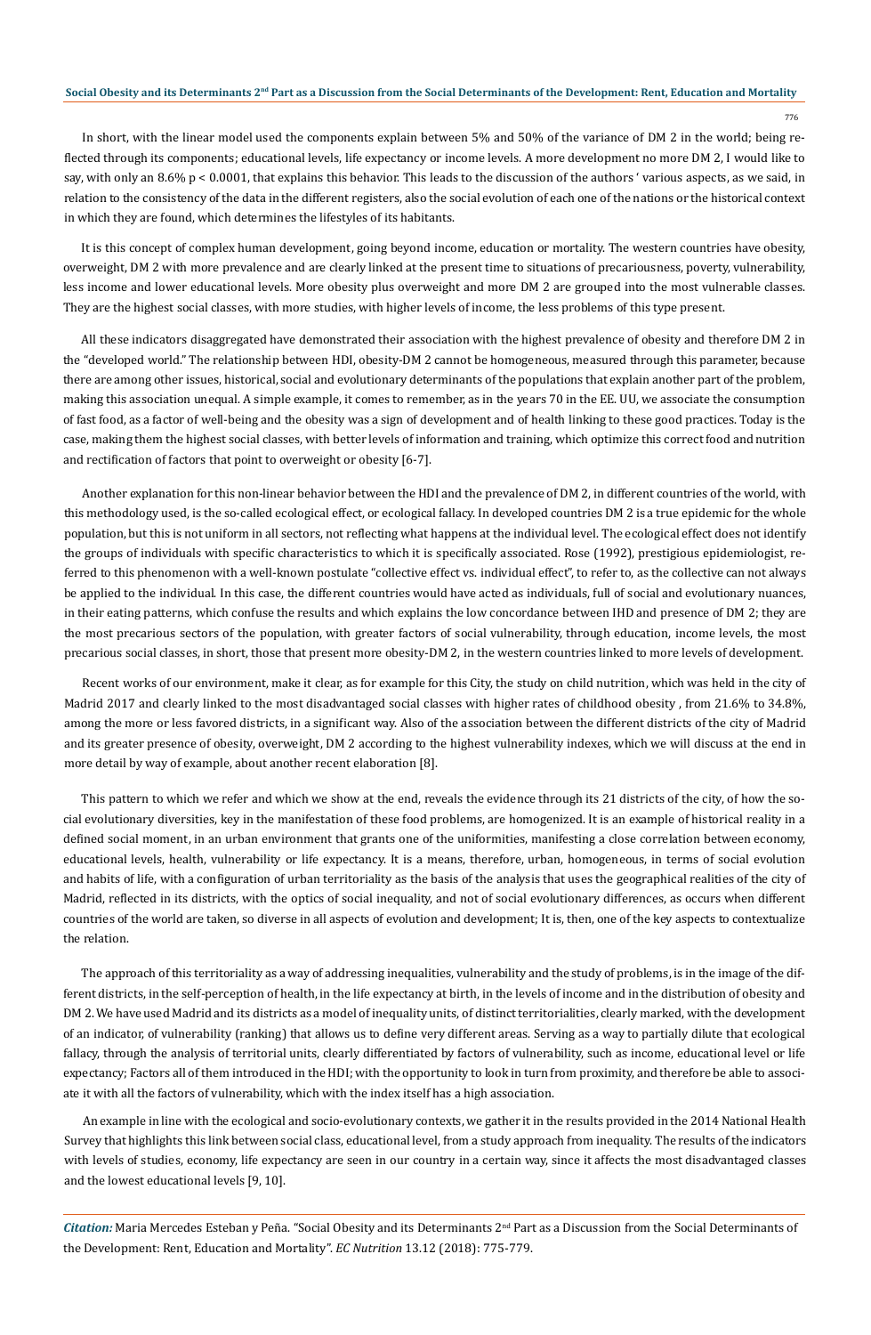In short, with the linear model used the components explain between 5% and 50% of the variance of DM 2 in the world; being reflected through its components; educational levels, life expectancy or income levels. A more development no more DM 2, I would like to say, with only an 8.6% $p < 0.0001$, that explains this behavior. This leads to the discussion of the authors ' various aspects, as we said, in relation to the consistency of the data in the different registers, also the social evolution of each one of the nations or the historical context in which they are found, which determines the lifestyles of its habitants.

It is this concept of complex human development, going beyond income, education or mortality. The western countries have obesity, overweight, DM 2 with more prevalence and are clearly linked at the present time to situations of precariousness, poverty, vulnerability, less income and lower educational levels. More obesity plus overweight and more DM 2 are grouped into the most vulnerable classes. They are the highest social classes, with more studies, with higher levels of income, the less problems of this type present.

All these indicators disaggregated have demonstrated their association with the highest prevalence of obesity and therefore DM 2 in the "developed world." The relationship between HDI, obesity-DM 2 cannot be homogeneous, measured through this parameter, because there are among other issues, historical, social and evolutionary determinants of the populations that explain another part of the problem, making this association unequal. A simple example, it comes to remember, as in the years 70 in the EE. UU, we associate the consumption of fast food, as a factor of well-being and the obesity was a sign of development and of health linking to these good practices. Today is the case, making them the highest social classes, with better levels of information and training, which optimize this correct food and nutrition and rectification of factors that point to overweight or obesity [6-7].

Another explanation for this non-linear behavior between the HDI and the prevalence of DM 2, in different countries of the world, with this methodology used, is the so-called ecological effect, or ecological fallacy. In developed countries DM 2 is a true epidemic for the whole population, but this is not uniform in all sectors, not reflecting what happens at the individual level. The ecological effect does not identify the groups of individuals with specific characteristics to which it is specifically associated. Rose (1992), prestigious epidemiologist, referred to this phenomenon with a well-known postulate "collective effect vs. individual effect", to refer to, as the collective can not always be applied to the individual. In this case, the different countries would have acted as individuals, full of social and evolutionary nuances, in their eating patterns, which confuse the results and which explains the low concordance between IHD and presence of DM 2; they are the most precarious sectors of the population, with greater factors of social vulnerability, through education, income levels, the most precarious social classes, in short, those that present more obesity-DM 2, in the western countries linked to more levels of development.

Recent works of our environment, make it clear, as for example for this City, the study on child nutrition, which was held in the city of Madrid 2017 and clearly linked to the most disadvantaged social classes with higher rates of childhood obesity , from 21.6% to 34.8%, among the more or less favored districts, in a significant way. Also of the association between the different districts of the city of Madrid and its greater presence of obesity, overweight, DM 2 according to the highest vulnerability indexes, which we will discuss at the end in more detail by way of example, about another recent elaboration [8].

This pattern to which we refer and which we show at the end, reveals the evidence through its 21 districts of the city, of how the social evolutionary diversities, key in the manifestation of these food problems, are homogenized. It is an example of historical reality in a defined social moment, in an urban environment that grants one of the uniformities, manifesting a close correlation between economy, educational levels, health, vulnerability or life expectancy. It is a means, therefore, urban, homogeneous, in terms of social evolution and habits of life, with a configuration of urban territoriality as the basis of the analysis that uses the geographical realities of the city of Madrid, reflected in its districts, with the optics of social inequality, and not of social evolutionary differences, as occurs when different countries of the world are taken, so diverse in all aspects of evolution and development; It is, then, one of the key aspects to contextualize the relation.

The approach of this territoriality as a way of addressing inequalities, vulnerability and the study of problems, is in the image of the different districts, in the self-perception of health, in the life expectancy at birth, in the levels of income and in the distribution of obesity and DM 2. We have used Madrid and its districts as a model of inequality units, of distinct territorialities, clearly marked, with the development of an indicator, of vulnerability (ranking) that allows us to define very different areas. Serving as a way to partially dilute that ecological fallacy, through the analysis of territorial units, clearly differentiated by factors of vulnerability, such as income, educational level or life expectancy; Factors all of them introduced in the HDI; with the opportunity to look in turn from proximity, and therefore be able to associate it with all the factors of vulnerability, which with the index itself has a high association.

An example in line with the ecological and socio-evolutionary contexts, we gather it in the results provided in the 2014 National Health Survey that highlights this link between social class, educational level, from a study approach from inequality. The results of the indicators with levels of studies, economy, life expectancy are seen in our country in a certain way, since it affects the most disadvantaged classes and the lowest educational levels [9, 10].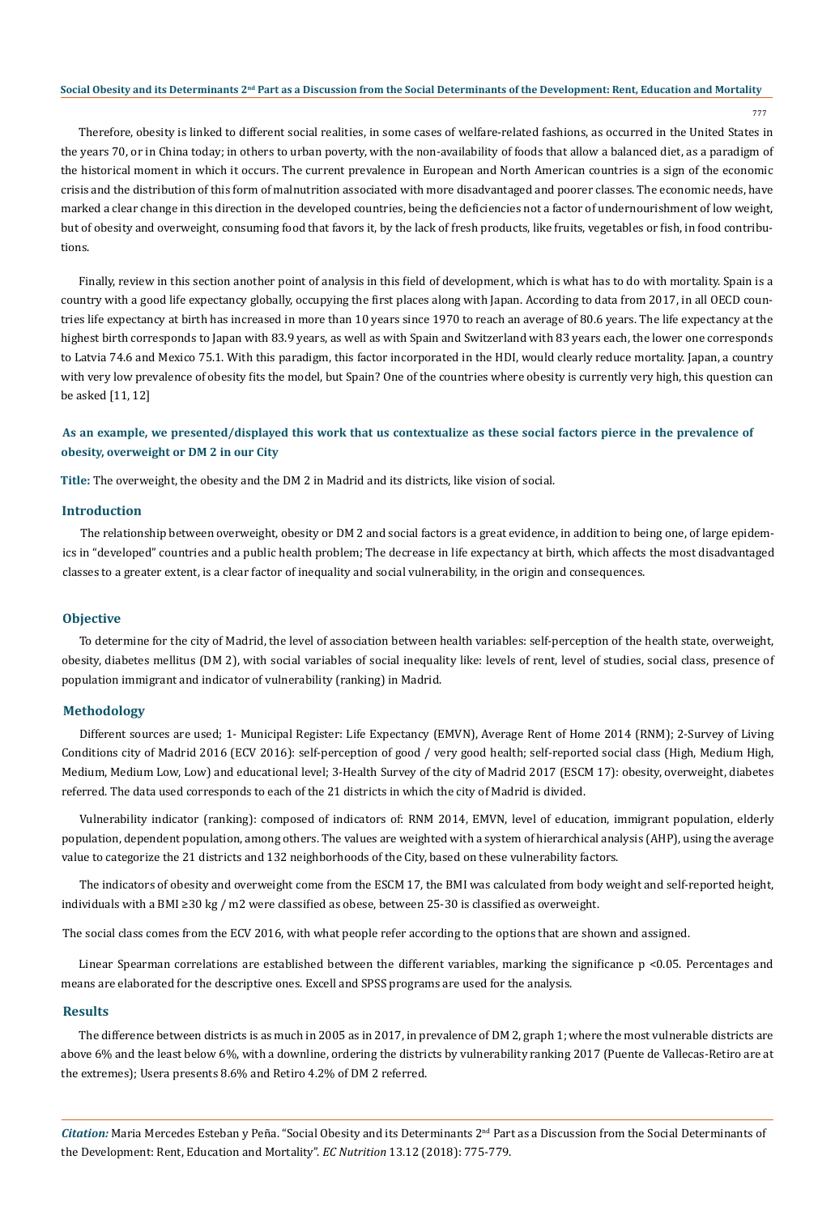Therefore, obesity is linked to different social realities, in some cases of welfare-related fashions, as occurred in the United States in the years 70, or in China today; in others to urban poverty, with the non-availability of foods that allow a balanced diet, as a paradigm of the historical moment in which it occurs. The current prevalence in European and North American countries is a sign of the economic crisis and the distribution of this form of malnutrition associated with more disadvantaged and poorer classes. The economic needs, have marked a clear change in this direction in the developed countries, being the deficiencies not a factor of undernourishment of low weight, but of obesity and overweight, consuming food that favors it, by the lack of fresh products, like fruits, vegetables or fish, in food contributions.

Finally, review in this section another point of analysis in this field of development, which is what has to do with mortality. Spain is a country with a good life expectancy globally, occupying the first places along with Japan. According to data from 2017, in all OECD countries life expectancy at birth has increased in more than 10 years since 1970 to reach an average of 80.6 years. The life expectancy at the highest birth corresponds to Japan with 83.9 years, as well as with Spain and Switzerland with 83 years each, the lower one corresponds to Latvia 74.6 and Mexico 75.1. With this paradigm, this factor incorporated in the HDI, would clearly reduce mortality. Japan, a country with very low prevalence of obesity fits the model, but Spain? One of the countries where obesity is currently very high, this question can be asked [11, 12]

### As an example, we presented/displayed this work that us contextualize as these social factors pierce in the prevalence of obesity, overweight or DM 2 in our City

**Title:** The overweight, the obesity and the DM 2 in Madrid and its districts, like vision of social.

### Introduction

The relationship between overweight, obesity or DM 2 and social factors is a great evidence, in addition to being one, of large epidemics in "developed" countries and a public health problem; The decrease in life expectancy at birth, which affects the most disadvantaged classes to a greater extent, is a clear factor of inequality and social vulnerability, in the origin and consequences.

### Objective

To determine for the city of Madrid, the level of association between health variables: self-perception of the health state, overweight, obesity, diabetes mellitus (DM 2), with social variables of social inequality like: levels of rent, level of studies, social class, presence of population immigrant and indicator of vulnerability (ranking) in Madrid.

### Methodology

Different sources are used; 1- Municipal Register: Life Expectancy (EMVN), Average Rent of Home 2014 (RNM); 2-Survey of Living Conditions city of Madrid 2016 (ECV 2016): self-perception of good / very good health; self-reported social class (High, Medium High, Medium, Medium Low, Low) and educational level; 3-Health Survey of the city of Madrid 2017 (ESCM 17): obesity, overweight, diabetes referred. The data used corresponds to each of the 21 districts in which the city of Madrid is divided.

Vulnerability indicator (ranking): composed of indicators of: RNM 2014, EMVN, level of education, immigrant population, elderly population, dependent population, among others. The values are weighted with a system of hierarchical analysis (AHP), using the average value to categorize the 21 districts and 132 neighborhoods of the City, based on these vulnerability factors.

The indicators of obesity and overweight come from the ESCM 17, the BMI was calculated from body weight and self-reported height, individuals with a BMI ≥30 kg / m2 were classified as obese, between 25-30 is classified as overweight.

The social class comes from the ECV 2016, with what people refer according to the options that are shown and assigned.

Linear Spearman correlations are established between the different variables, marking the significance $p < 0.05$. Percentages and means are elaborated for the descriptive ones. Excell and SPSS programs are used for the analysis.

### Results

The difference between districts is as much in 2005 as in 2017, in prevalence of DM 2, graph 1; where the most vulnerable districts are above 6% and the least below 6%, with a downline, ordering the districts by vulnerability ranking 2017 (Puente de Vallecas-Retiro are at the extremes); Usera presents 8.6% and Retiro 4.2% of DM 2 referred.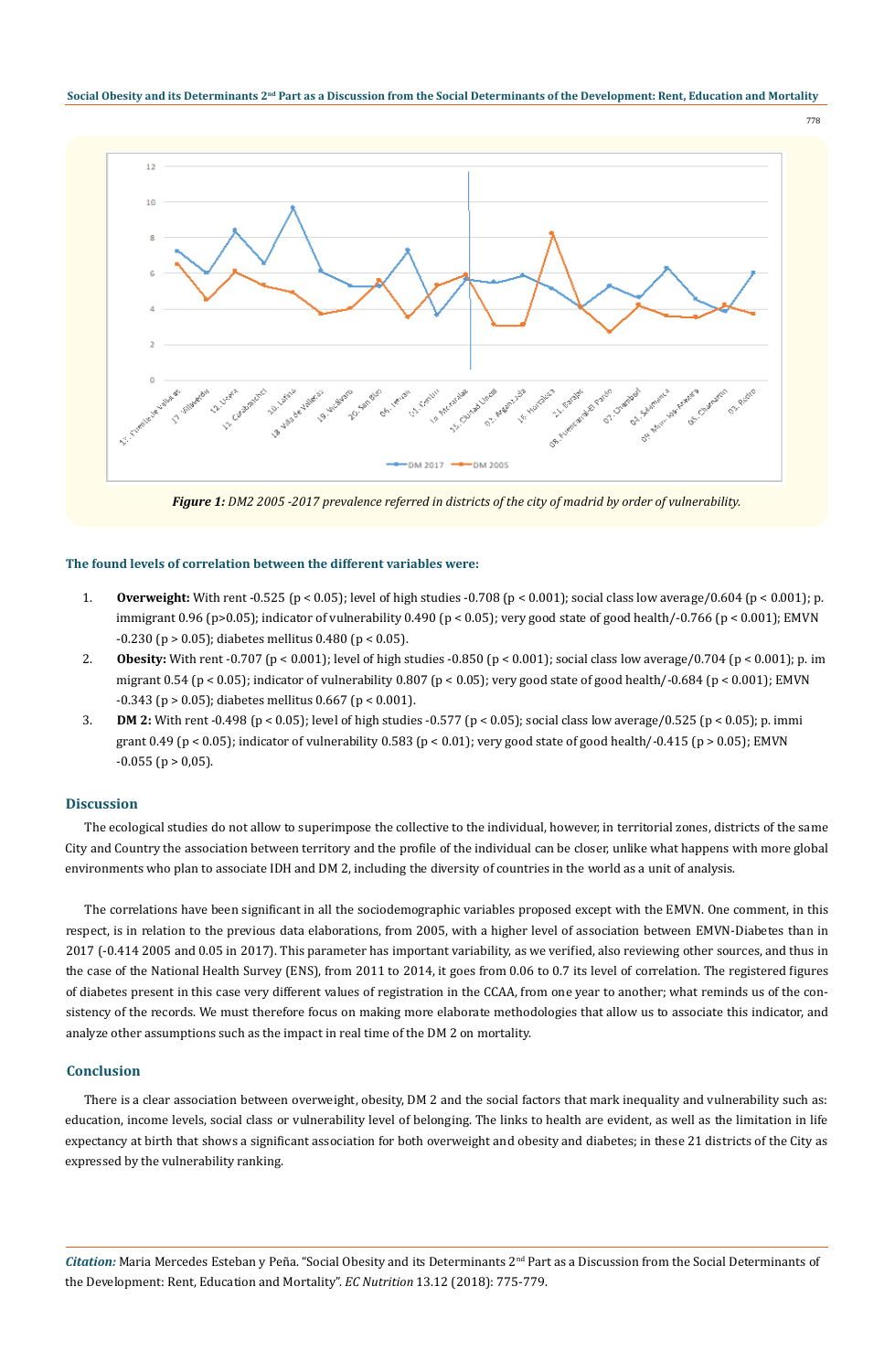**Figure 1:** *DM2 2005 -2017 prevalence referred in districts of the city of madrid by order of vulnerability.*

### The found levels of correlation between the different variables were:

1. **Overweight:** With rent -0.525 ($p < 0.05$); level of high studies -0.708 ($p < 0.001$); social class low average/0.604 ($p < 0.001$); p. immigrant 0.96 ($p>0.05$); indicator of vulnerability 0.490 ($p < 0.05$); very good state of good health/-0.766 ($p < 0.001$); EMVN -0.230 ($p > 0.05$); diabetes mellitus 0.480 ($p < 0.05$).
2. **Obesity:** With rent -0.707 ($p < 0.001$); level of high studies -0.850 ($p < 0.001$); social class low average/0.704 ($p < 0.001$); p. im migrant 0.54 ($p < 0.05$); indicator of vulnerability 0.807 ($p < 0.05$); very good state of good health/-0.684 ($p < 0.001$); EMVN -0.343 ($p > 0.05$); diabetes mellitus 0.667 ($p < 0.001$).
3. **DM 2:** With rent -0.498 ($p < 0.05$); level of high studies -0.577 ($p < 0.05$); social class low average/0.525 ($p < 0.05$); p. immi grant 0.49 ($p < 0.05$); indicator of vulnerability 0.583 ($p < 0.01$); very good state of good health/-0.415 ($p > 0.05$); EMVN -0.055 ($p > 0,05$).

## Discussion

The ecological studies do not allow to superimpose the collective to the individual, however, in territorial zones, districts of the same City and Country the association between territory and the profile of the individual can be closer, unlike what happens with more global environments who plan to associate IDH and DM 2, including the diversity of countries in the world as a unit of analysis.

The correlations have been significant in all the sociodemographic variables proposed except with the EMVN. One comment, in this respect, is in relation to the previous data elaborations, from 2005, with a higher level of association between EMVN-Diabetes than in 2017 (-0.414 2005 and 0.05 in 2017). This parameter has important variability, as we verified, also reviewing other sources, and thus in the case of the National Health Survey (ENS), from 2011 to 2014, it goes from 0.06 to 0.7 its level of correlation. The registered figures of diabetes present in this case very different values of registration in the CCAA, from one year to another; what reminds us of the consistency of the records. We must therefore focus on making more elaborate methodologies that allow us to associate this indicator, and analyze other assumptions such as the impact in real time of the DM 2 on mortality.

## Conclusion

There is a clear association between overweight, obesity, DM 2 and the social factors that mark inequality and vulnerability such as: education, income levels, social class or vulnerability level of belonging. The links to health are evident, as well as the limitation in life expectancy at birth that shows a significant association for both overweight and obesity and diabetes; in these 21 districts of the City as expressed by the vulnerability ranking.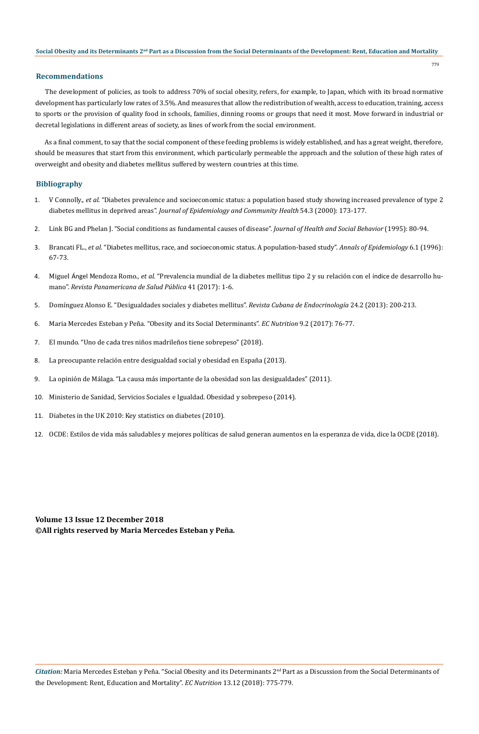## Recommendations

The development of policies, as tools to address 70% of social obesity, refers, for example, to Japan, which with its broad normative development has particularly low rates of 3.5%. And measures that allow the redistribution of wealth, access to education, training, access to sports or the provision of quality food in schools, families, dinning rooms or groups that need it most. Move forward in industrial or decretal legislations in different areas of society, as lines of work from the social environment.

As a final comment, to say that the social component of these feeding problems is widely established, and has a great weight, therefore, should be measures that start from this environment, which particularly permeable the approach and the solution of these high rates of overweight and obesity and diabetes mellitus suffered by western countries at this time.

## Bibliography

1. V Connolly., *et al*. "Diabetes prevalence and socioeconomic status: a population based study showing increased prevalence of type 2 diabetes mellitus in deprived areas". *Journal of Epidemiology and Community Health* 54.3 (2000): 173-177.
2. Link BG and Phelan J. "Social conditions as fundamental causes of disease". *Journal of Health and Social Behavior* (1995): 80-94.
3. Brancati FL., *et al*. "Diabetes mellitus, race, and socioeconomic status. A population-based study". *Annals of Epidemiology* 6.1 (1996): 67-73.
4. Miguel Ángel Mendoza Romo., *et al*. "Prevalencia mundial de la diabetes mellitus tipo 2 y su relación con el índice de desarrollo humano". *Revista Panamericana de Salud Pública* 41 (2017): 1-6.
5. Domínguez Alonso E. "Desigualdades sociales y diabetes mellitus". *Revista Cubana de Endocrinología* 24.2 (2013): 200-213.
6. Maria Mercedes Esteban y Peña. "Obesity and its Social Determinants". *EC Nutrition* 9.2 (2017): 76-77.
7. El mundo. "Uno de cada tres niños madrileños tiene sobrepeso" (2018).
8. La preocupante relación entre desigualdad social y obesidad en España (2013).
9. La opinión de Málaga. "La causa más importante de la obesidad son las desigualdades" (2011).
10. Ministerio de Sanidad, Servicios Sociales e Igualdad. Obesidad y sobrepeso (2014).
11. Diabetes in the UK 2010: Key statistics on diabetes (2010).
12. OCDE: Estilos de vida más saludables y mejores políticas de salud generan aumentos en la esperanza de vida, dice la OCDE (2018).

**Volume 13 Issue 12 December 2018**
**©All rights reserved by Maria Mercedes Esteban y Peña.**